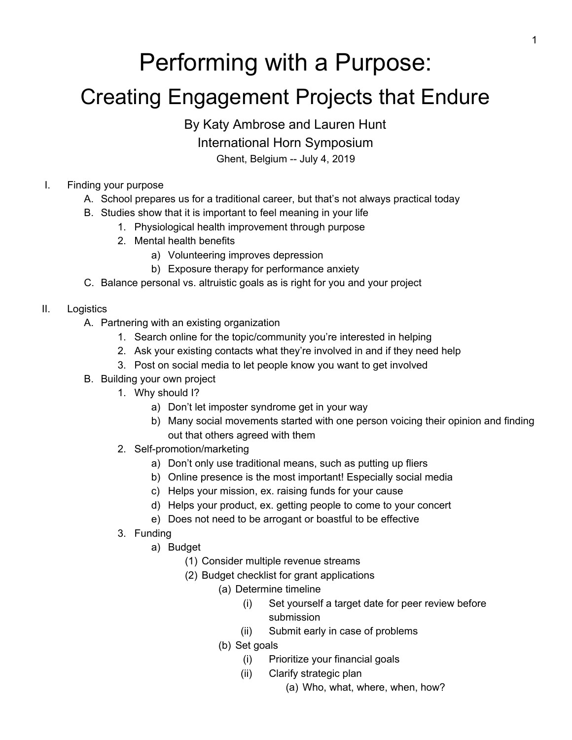# Performing with a Purpose:

## Creating Engagement Projects that Endure

By Katy Ambrose and Lauren Hunt

International Horn Symposium

Ghent, Belgium -- July 4, 2019

I. Finding your purpose
   A. School prepares us for a traditional career, but that's not always practical today
   B. Studies show that it is important to feel meaning in your life
      1. Physiological health improvement through purpose
      2. Mental health benefits
         a) Volunteering improves depression
         b) Exposure therapy for performance anxiety
   C. Balance personal vs. altruistic goals as is right for you and your project

II. Logistics
   A. Partnering with an existing organization
      1. Search online for the topic/community you're interested in helping
      2. Ask your existing contacts what they're involved in and if they need help
      3. Post on social media to let people know you want to get involved
   B. Building your own project
      1. Why should I?
         a) Don't let imposter syndrome get in your way
         b) Many social movements started with one person voicing their opinion and finding out that others agreed with them
      2. Self-promotion/marketing
         a) Don't only use traditional means, such as putting up fliers
         b) Online presence is the most important! Especially social media
         c) Helps your mission, ex. raising funds for your cause
         d) Helps your product, ex. getting people to come to your concert
         e) Does not need to be arrogant or boastful to be effective
      3. Funding
         a) Budget
            (1) Consider multiple revenue streams
            (2) Budget checklist for grant applications
               (a) Determine timeline
                  (i) Set yourself a target date for peer review before submission
                  (ii) Submit early in case of problems
               (b) Set goals
                  (i) Prioritize your financial goals
                  (ii) Clarify strategic plan
                     (a) Who, what, where, when, how?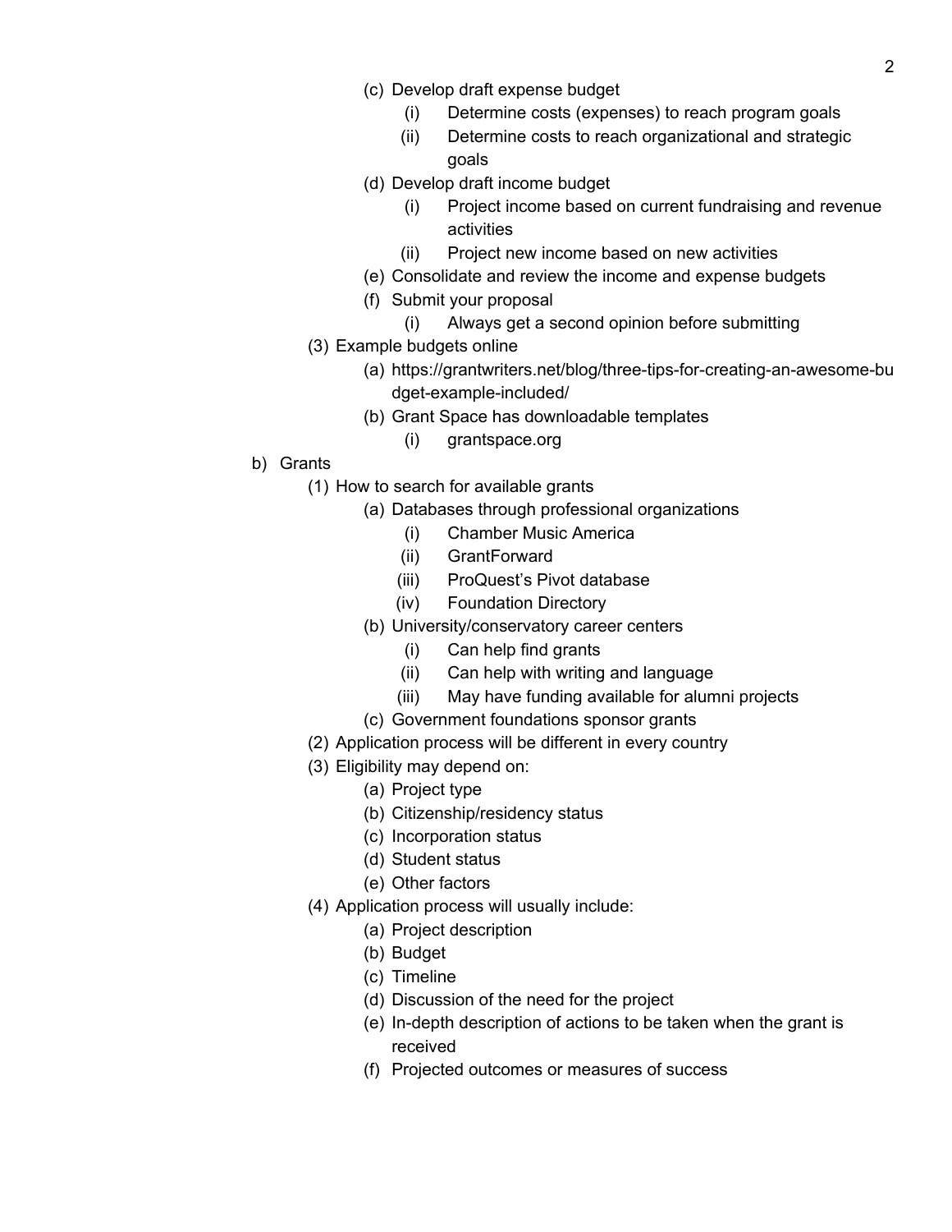- (c) Develop draft expense budget
            - (i) Determine costs (expenses) to reach program goals
            - (ii) Determine costs to reach organizational and strategic goals
        - (d) Develop draft income budget
            - (i) Project income based on current fundraising and revenue activities
            - (ii) Project new income based on new activities
        - (e) Consolidate and review the income and expense budgets
        - (f) Submit your proposal
            - (i) Always get a second opinion before submitting
    - (3) Example budgets online
        - (a) https://grantwriters.net/blog/three-tips-for-creating-an-awesome-budget-example-included/
        - (b) Grant Space has downloadable templates
            - (i) grantspace.org

- b) Grants
    - (1) How to search for available grants
        - (a) Databases through professional organizations
            - (i) Chamber Music America
            - (ii) GrantForward
            - (iii) ProQuest's Pivot database
            - (iv) Foundation Directory
        - (b) University/conservatory career centers
            - (i) Can help find grants
            - (ii) Can help with writing and language
            - (iii) May have funding available for alumni projects
        - (c) Government foundations sponsor grants
    - (2) Application process will be different in every country
    - (3) Eligibility may depend on:
        - (a) Project type
        - (b) Citizenship/residency status
        - (c) Incorporation status
        - (d) Student status
        - (e) Other factors
    - (4) Application process will usually include:
        - (a) Project description
        - (b) Budget
        - (c) Timeline
        - (d) Discussion of the need for the project
        - (e) In-depth description of actions to be taken when the grant is received
        - (f) Projected outcomes or measures of success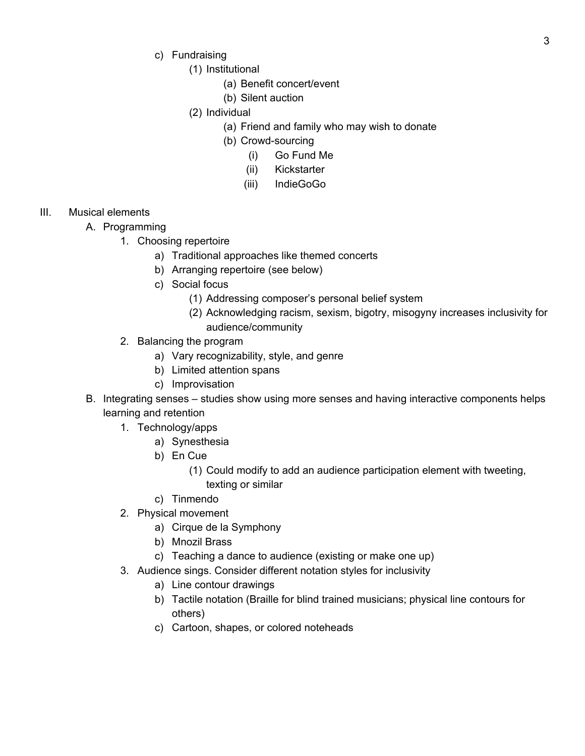- c) Fundraising
  - (1) Institutional
    - (a) Benefit concert/event
    - (b) Silent auction
  - (2) Individual
    - (a) Friend and family who may wish to donate
    - (b) Crowd-sourcing
      - (i) Go Fund Me
      - (ii) Kickstarter
      - (iii) IndieGoGo

III. Musical elements

- A. Programming
  - 1. Choosing repertoire
    - a) Traditional approaches like themed concerts
    - b) Arranging repertoire (see below)
    - c) Social focus
      - (1) Addressing composer's personal belief system
      - (2) Acknowledging racism, sexism, bigotry, misogyny increases inclusivity for audience/community
  - 2. Balancing the program
    - a) Vary recognizability, style, and genre
    - b) Limited attention spans
    - c) Improvisation
- B. Integrating senses – studies show using more senses and having interactive components helps learning and retention
  - 1. Technology/apps
    - a) Synesthesia
    - b) En Cue
      - (1) Could modify to add an audience participation element with tweeting, texting or similar
    - c) Tinmendo
  - 2. Physical movement
    - a) Cirque de la Symphony
    - b) Mnozil Brass
    - c) Teaching a dance to audience (existing or make one up)
  - 3. Audience sings. Consider different notation styles for inclusivity
    - a) Line contour drawings
    - b) Tactile notation (Braille for blind trained musicians; physical line contours for others)
    - c) Cartoon, shapes, or colored noteheads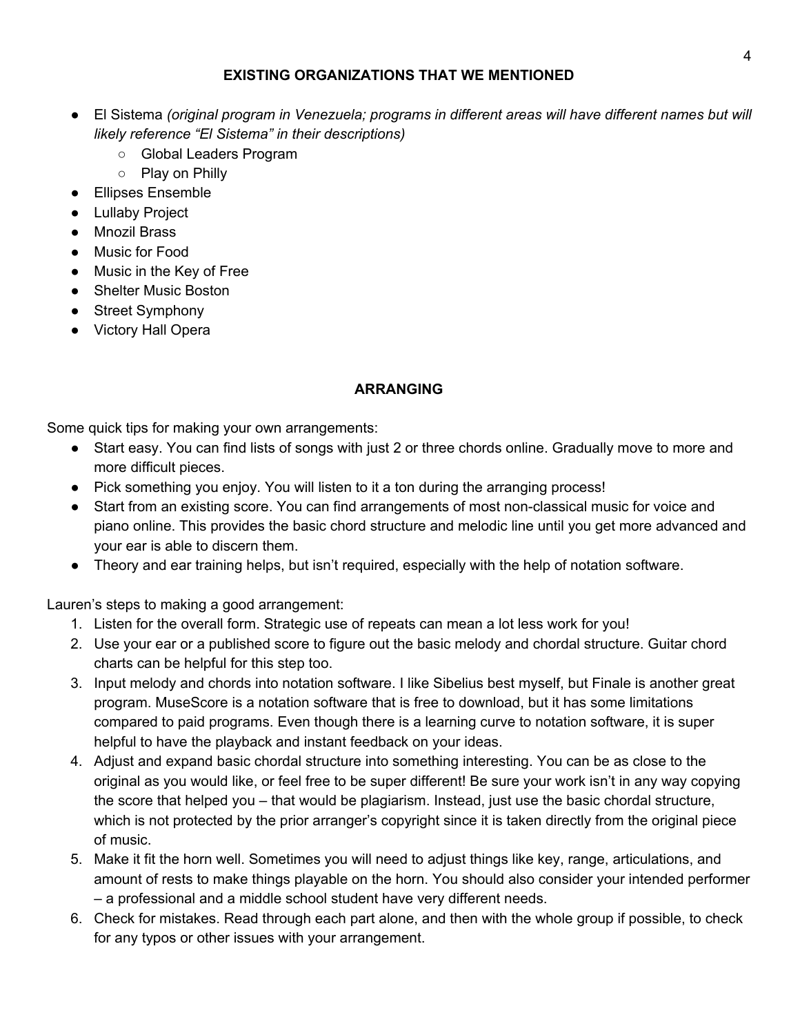## EXISTING ORGANIZATIONS THAT WE MENTIONED

- El Sistema *(original program in Venezuela; programs in different areas will have different names but will likely reference "El Sistema" in their descriptions)*
  - Global Leaders Program
  - Play on Philly
- Ellipses Ensemble
- Lullaby Project
- Mnozil Brass
- Music for Food
- Music in the Key of Free
- Shelter Music Boston
- Street Symphony
- Victory Hall Opera

## ARRANGING

Some quick tips for making your own arrangements:

- Start easy. You can find lists of songs with just 2 or three chords online. Gradually move to more and more difficult pieces.
- Pick something you enjoy. You will listen to it a ton during the arranging process!
- Start from an existing score. You can find arrangements of most non-classical music for voice and piano online. This provides the basic chord structure and melodic line until you get more advanced and your ear is able to discern them.
- Theory and ear training helps, but isn't required, especially with the help of notation software.

Lauren's steps to making a good arrangement:

1. Listen for the overall form. Strategic use of repeats can mean a lot less work for you!
2. Use your ear or a published score to figure out the basic melody and chordal structure. Guitar chord charts can be helpful for this step too.
3. Input melody and chords into notation software. I like Sibelius best myself, but Finale is another great program. MuseScore is a notation software that is free to download, but it has some limitations compared to paid programs. Even though there is a learning curve to notation software, it is super helpful to have the playback and instant feedback on your ideas.
4. Adjust and expand basic chordal structure into something interesting. You can be as close to the original as you would like, or feel free to be super different! Be sure your work isn't in any way copying the score that helped you – that would be plagiarism. Instead, just use the basic chordal structure, which is not protected by the prior arranger's copyright since it is taken directly from the original piece of music.
5. Make it fit the horn well. Sometimes you will need to adjust things like key, range, articulations, and amount of rests to make things playable on the horn. You should also consider your intended performer – a professional and a middle school student have very different needs.
6. Check for mistakes. Read through each part alone, and then with the whole group if possible, to check for any typos or other issues with your arrangement.